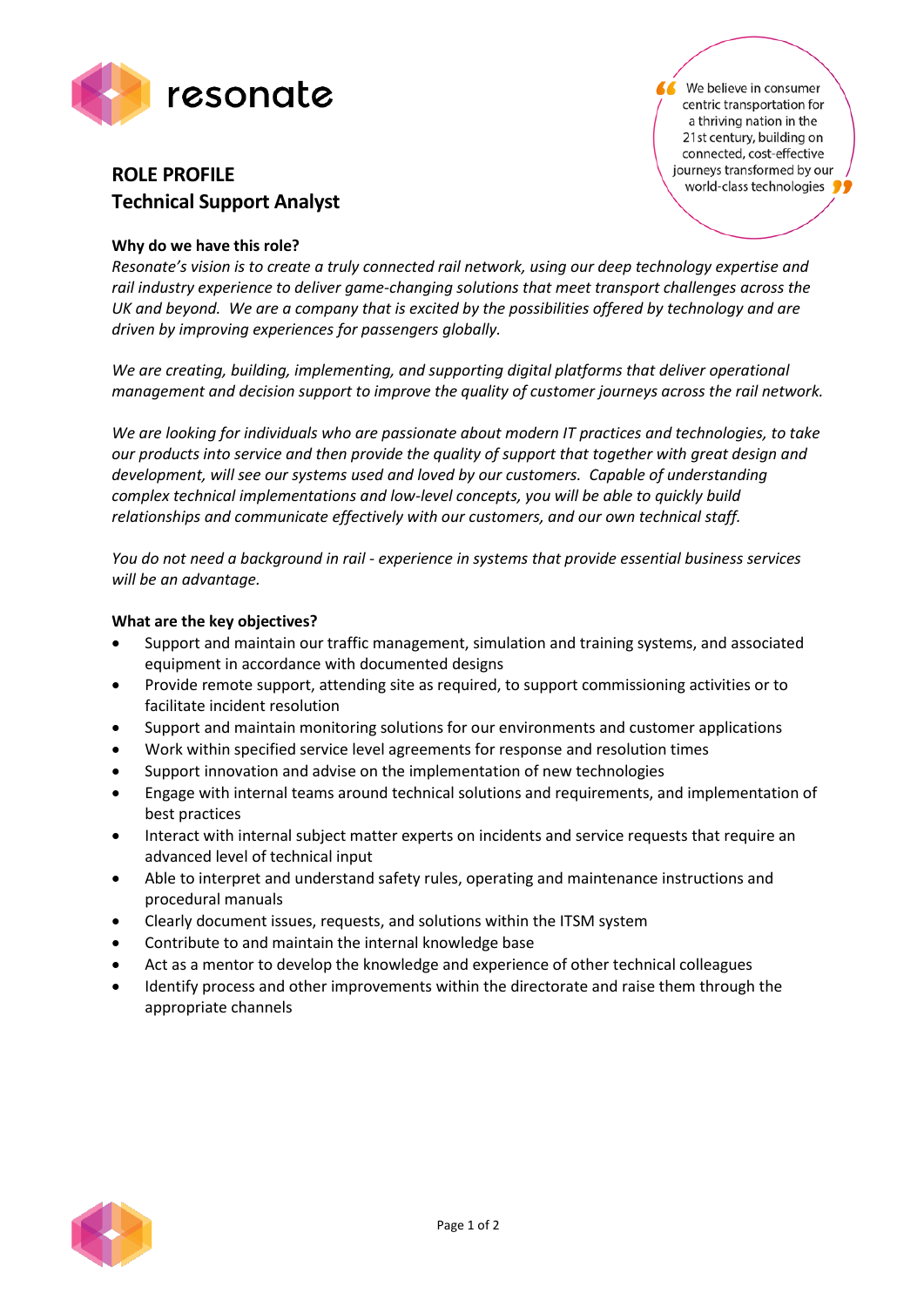resonate

> We believe in consumer centric transportation for a thriving nation in the 21st century, building on connected, cost-effective journeys transformed by our world-class technologies

# ROLE PROFILE
## Technical Support Analyst

**Why do we have this role?**

*Resonate's vision is to create a truly connected rail network, using our deep technology expertise and rail industry experience to deliver game-changing solutions that meet transport challenges across the UK and beyond. We are a company that is excited by the possibilities offered by technology and are driven by improving experiences for passengers globally.*

*We are creating, building, implementing, and supporting digital platforms that deliver operational management and decision support to improve the quality of customer journeys across the rail network.*

*We are looking for individuals who are passionate about modern IT practices and technologies, to take our products into service and then provide the quality of support that together with great design and development, will see our systems used and loved by our customers. Capable of understanding complex technical implementations and low-level concepts, you will be able to quickly build relationships and communicate effectively with our customers, and our own technical staff.*

*You do not need a background in rail - experience in systems that provide essential business services will be an advantage.*

**What are the key objectives?**

- Support and maintain our traffic management, simulation and training systems, and associated equipment in accordance with documented designs
- Provide remote support, attending site as required, to support commissioning activities or to facilitate incident resolution
- Support and maintain monitoring solutions for our environments and customer applications
- Work within specified service level agreements for response and resolution times
- Support innovation and advise on the implementation of new technologies
- Engage with internal teams around technical solutions and requirements, and implementation of best practices
- Interact with internal subject matter experts on incidents and service requests that require an advanced level of technical input
- Able to interpret and understand safety rules, operating and maintenance instructions and procedural manuals
- Clearly document issues, requests, and solutions within the ITSM system
- Contribute to and maintain the internal knowledge base
- Act as a mentor to develop the knowledge and experience of other technical colleagues
- Identify process and other improvements within the directorate and raise them through the appropriate channels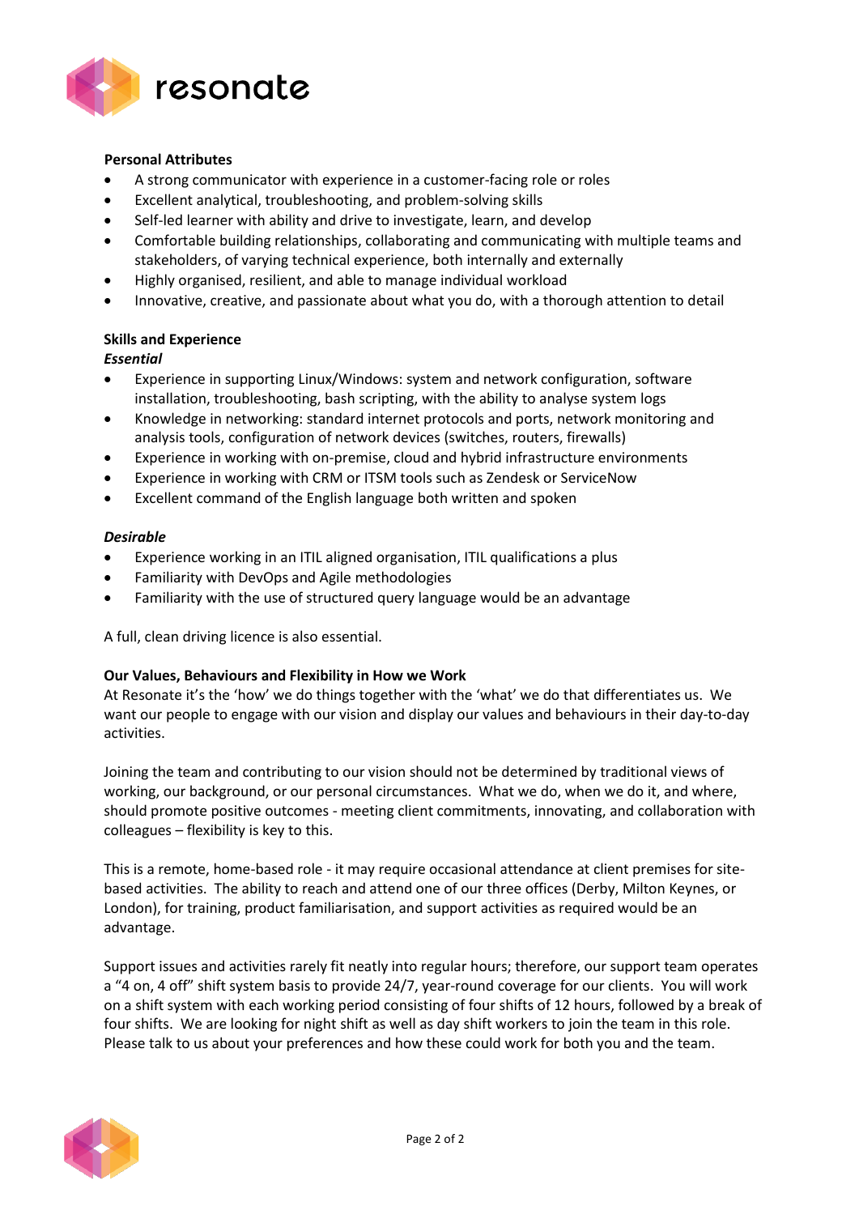**Personal Attributes**

- A strong communicator with experience in a customer-facing role or roles
- Excellent analytical, troubleshooting, and problem-solving skills
- Self-led learner with ability and drive to investigate, learn, and develop
- Comfortable building relationships, collaborating and communicating with multiple teams and stakeholders, of varying technical experience, both internally and externally
- Highly organised, resilient, and able to manage individual workload
- Innovative, creative, and passionate about what you do, with a thorough attention to detail

**Skills and Experience**

***Essential***

- Experience in supporting Linux/Windows: system and network configuration, software installation, troubleshooting, bash scripting, with the ability to analyse system logs
- Knowledge in networking: standard internet protocols and ports, network monitoring and analysis tools, configuration of network devices (switches, routers, firewalls)
- Experience in working with on-premise, cloud and hybrid infrastructure environments
- Experience in working with CRM or ITSM tools such as Zendesk or ServiceNow
- Excellent command of the English language both written and spoken

***Desirable***

- Experience working in an ITIL aligned organisation, ITIL qualifications a plus
- Familiarity with DevOps and Agile methodologies
- Familiarity with the use of structured query language would be an advantage

A full, clean driving licence is also essential.

**Our Values, Behaviours and Flexibility in How we Work**

At Resonate it's the 'how' we do things together with the 'what' we do that differentiates us. We want our people to engage with our vision and display our values and behaviours in their day-to-day activities.

Joining the team and contributing to our vision should not be determined by traditional views of working, our background, or our personal circumstances. What we do, when we do it, and where, should promote positive outcomes - meeting client commitments, innovating, and collaboration with colleagues – flexibility is key to this.

This is a remote, home-based role - it may require occasional attendance at client premises for site-based activities. The ability to reach and attend one of our three offices (Derby, Milton Keynes, or London), for training, product familiarisation, and support activities as required would be an advantage.

Support issues and activities rarely fit neatly into regular hours; therefore, our support team operates a "4 on, 4 off" shift system basis to provide 24/7, year-round coverage for our clients. You will work on a shift system with each working period consisting of four shifts of 12 hours, followed by a break of four shifts. We are looking for night shift as well as day shift workers to join the team in this role. Please talk to us about your preferences and how these could work for both you and the team.